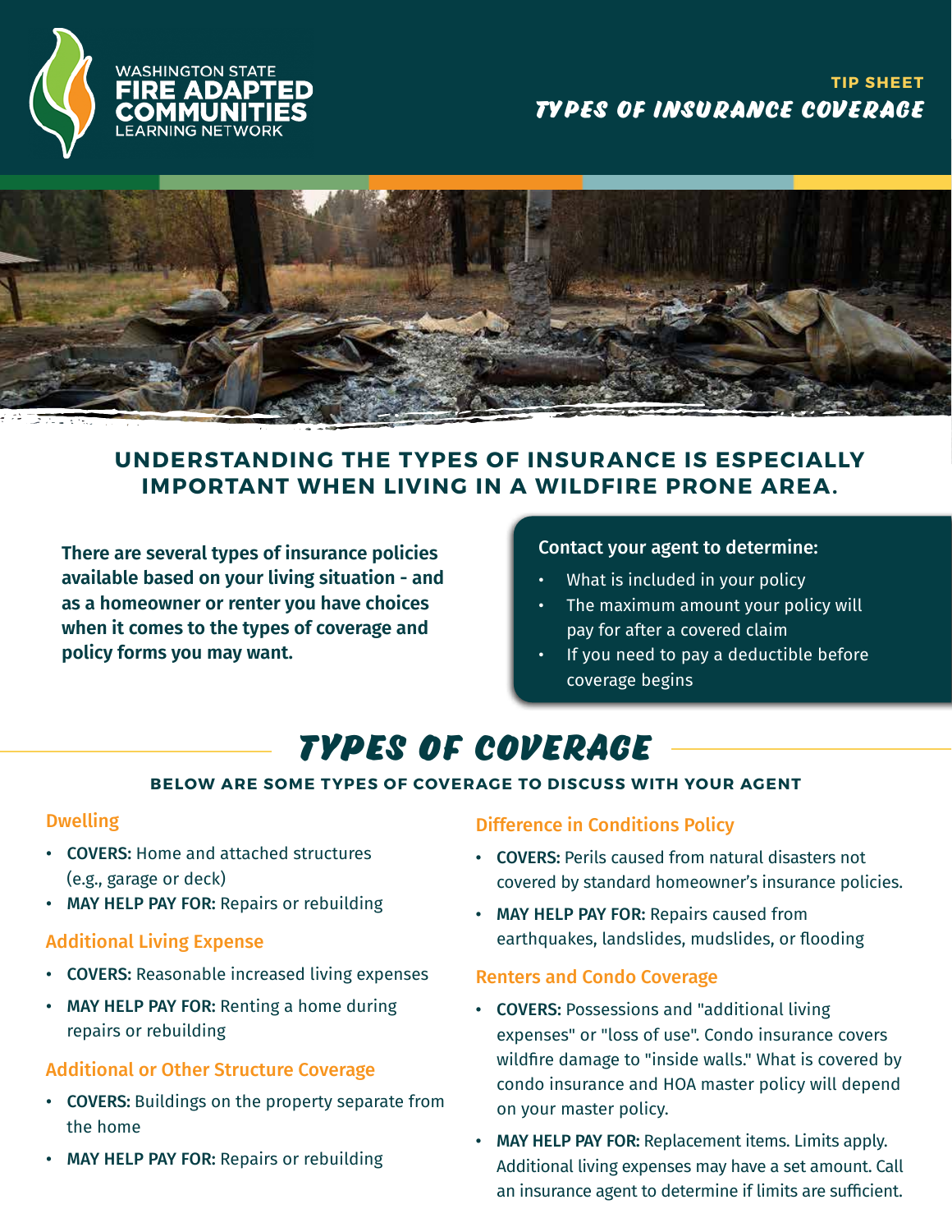WASHINGTON STATE
FIRE ADAPTED COMMUNITIES
LEARNING NETWORK

TIP SHEET

# TYPES OF INSURANCE COVERAGE

## UNDERSTANDING THE TYPES OF INSURANCE IS ESPECIALLY IMPORTANT WHEN LIVING IN A WILDFIRE PRONE AREA.

**There are several types of insurance policies available based on your living situation - and as a homeowner or renter you have choices when it comes to the types of coverage and policy forms you may want.**

**Contact your agent to determine:**

- What is included in your policy
- The maximum amount your policy will pay for after a covered claim
- If you need to pay a deductible before coverage begins

# TYPES OF COVERAGE

**BELOW ARE SOME TYPES OF COVERAGE TO DISCUSS WITH YOUR AGENT**

### Dwelling

- **COVERS:** Home and attached structures (e.g., garage or deck)
- **MAY HELP PAY FOR:** Repairs or rebuilding

### Additional Living Expense

- **COVERS:** Reasonable increased living expenses
- **MAY HELP PAY FOR:** Renting a home during repairs or rebuilding

### Additional or Other Structure Coverage

- **COVERS:** Buildings on the property separate from the home
- **MAY HELP PAY FOR:** Repairs or rebuilding

### Difference in Conditions Policy

- **COVERS:** Perils caused from natural disasters not covered by standard homeowner's insurance policies.
- **MAY HELP PAY FOR:** Repairs caused from earthquakes, landslides, mudslides, or flooding

### Renters and Condo Coverage

- **COVERS:** Possessions and "additional living expenses" or "loss of use". Condo insurance covers wildfire damage to "inside walls." What is covered by condo insurance and HOA master policy will depend on your master policy.
- **MAY HELP PAY FOR:** Replacement items. Limits apply. Additional living expenses may have a set amount. Call an insurance agent to determine if limits are sufficient.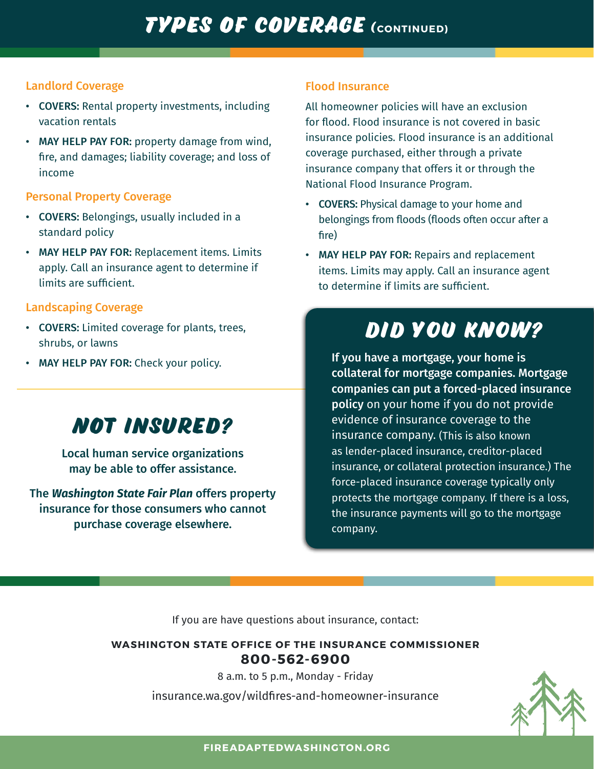# TYPES OF COVERAGE (CONTINUED)

### Landlord Coverage

- **COVERS:** Rental property investments, including vacation rentals
- **MAY HELP PAY FOR:** property damage from wind, fire, and damages; liability coverage; and loss of income

### Personal Property Coverage

- **COVERS:** Belongings, usually included in a standard policy
- **MAY HELP PAY FOR:** Replacement items. Limits apply. Call an insurance agent to determine if limits are sufficient.

### Landscaping Coverage

- **COVERS:** Limited coverage for plants, trees, shrubs, or lawns
- **MAY HELP PAY FOR:** Check your policy.

## NOT INSURED?

**Local human service organizations may be able to offer assistance.**

**The *Washington State Fair Plan* offers property insurance for those consumers who cannot purchase coverage elsewhere.**

### Flood Insurance

All homeowner policies will have an exclusion for flood. Flood insurance is not covered in basic insurance policies. Flood insurance is an additional coverage purchased, either through a private insurance company that offers it or through the National Flood Insurance Program.

- **COVERS:** Physical damage to your home and belongings from floods (floods often occur after a fire)
- **MAY HELP PAY FOR:** Repairs and replacement items. Limits may apply. Call an insurance agent to determine if limits are sufficient.

## DID YOU KNOW?

**If you have a mortgage, your home is collateral for mortgage companies. Mortgage companies can put a forced-placed insurance policy** on your home if you do not provide evidence of insurance coverage to the insurance company. (This is also known as lender-placed insurance, creditor-placed insurance, or collateral protection insurance.) The force-placed insurance coverage typically only protects the mortgage company. If there is a loss, the insurance payments will go to the mortgage company.

If you are have questions about insurance, contact:

**WASHINGTON STATE OFFICE OF THE INSURANCE COMMISSIONER**
**800-562-6900**
8 a.m. to 5 p.m., Monday - Friday
insurance.wa.gov/wildfires-and-homeowner-insurance

**FIREADAPTEDWASHINGTON.ORG**